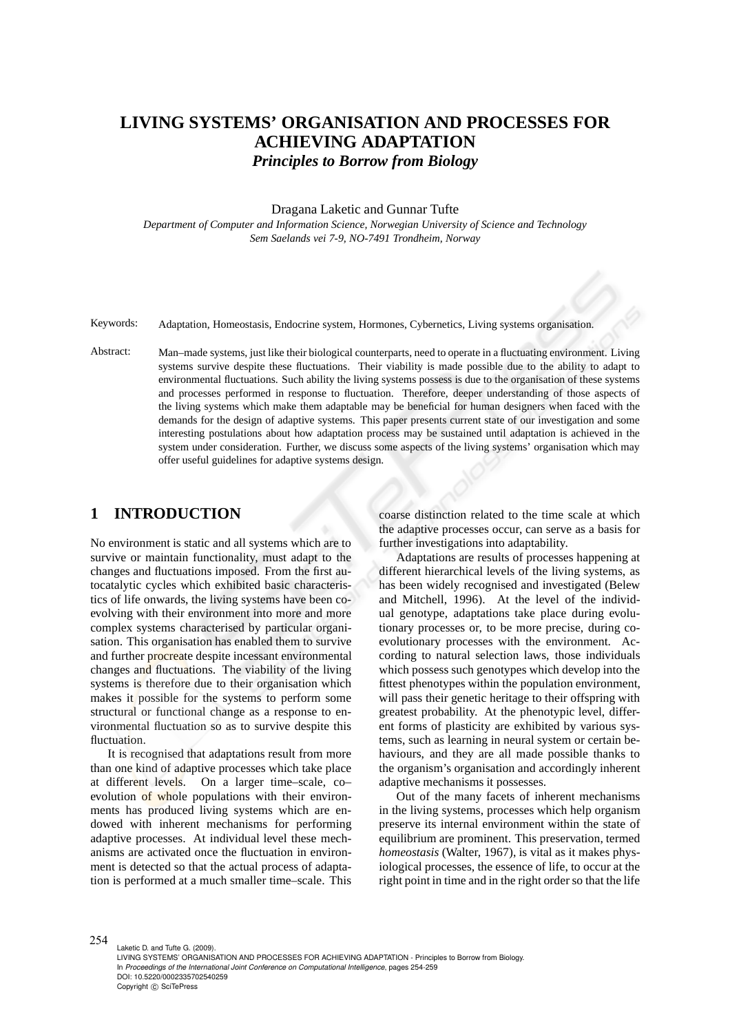# LIVING SYSTEMS' ORGANISATION AND PROCESSES FOR ACHIEVING ADAPTATION

## *Principles to Borrow from Biology*

Dragana Laketic and Gunnar Tufte

*Department of Computer and Information Science, Norwegian University of Science and Technology*
*Sem Saelands vei 7-9, NO-7491 Trondheim, Norway*

Keywords: Adaptation, Homeostasis, Endocrine system, Hormones, Cybernetics, Living systems organisation.

Abstract: Man–made systems, just like their biological counterparts, need to operate in a fluctuating environment. Living systems survive despite these fluctuations. Their viability is made possible due to the ability to adapt to environmental fluctuations. Such ability the living systems possess is due to the organisation of these systems and processes performed in response to fluctuation. Therefore, deeper understanding of those aspects of the living systems which make them adaptable may be beneficial for human designers when faced with the demands for the design of adaptive systems. This paper presents current state of our investigation and some interesting postulations about how adaptation process may be sustained until adaptation is achieved in the system under consideration. Further, we discuss some aspects of the living systems' organisation which may offer useful guidelines for adaptive systems design.

## 1 INTRODUCTION

No environment is static and all systems which are to survive or maintain functionality, must adapt to the changes and fluctuations imposed. From the first autocatalytic cycles which exhibited basic characteristics of life onwards, the living systems have been co-evolving with their environment into more and more complex systems characterised by particular organisation. This organisation has enabled them to survive and further procreate despite incessant environmental changes and fluctuations. The viability of the living systems is therefore due to their organisation which makes it possible for the systems to perform some structural or functional change as a response to environmental fluctuation so as to survive despite this fluctuation.

It is recognised that adaptations result from more than one kind of adaptive processes which take place at different levels. On a larger time–scale, co–evolution of whole populations with their environments has produced living systems which are endowed with inherent mechanisms for performing adaptive processes. At individual level these mechanisms are activated once the fluctuation in environment is detected so that the actual process of adaptation is performed at a much smaller time–scale. This coarse distinction related to the time scale at which the adaptive processes occur, can serve as a basis for further investigations into adaptability.

Adaptations are results of processes happening at different hierarchical levels of the living systems, as has been widely recognised and investigated (Belew and Mitchell, 1996). At the level of the individual genotype, adaptations take place during evolutionary processes or, to be more precise, during co-evolutionary processes with the environment. According to natural selection laws, those individuals which possess such genotypes which develop into the fittest phenotypes within the population environment, will pass their genetic heritage to their offspring with greatest probability. At the phenotypic level, different forms of plasticity are exhibited by various systems, such as learning in neural system or certain behaviours, and they are all made possible thanks to the organism's organisation and accordingly inherent adaptive mechanisms it possesses.

Out of the many facets of inherent mechanisms in the living systems, processes which help organism preserve its internal environment within the state of equilibrium are prominent. This preservation, termed *homeostasis* (Walter, 1967), is vital as it makes physiological processes, the essence of life, to occur at the right point in time and in the right order so that the life

Laketic D. and Tufte G. (2009).
LIVING SYSTEMS' ORGANISATION AND PROCESSES FOR ACHIEVING ADAPTATION - Principles to Borrow from Biology.
In *Proceedings of the International Joint Conference on Computational Intelligence*, pages 254-259
DOI: 10.5220/0002335702540259
Copyright © SciTePress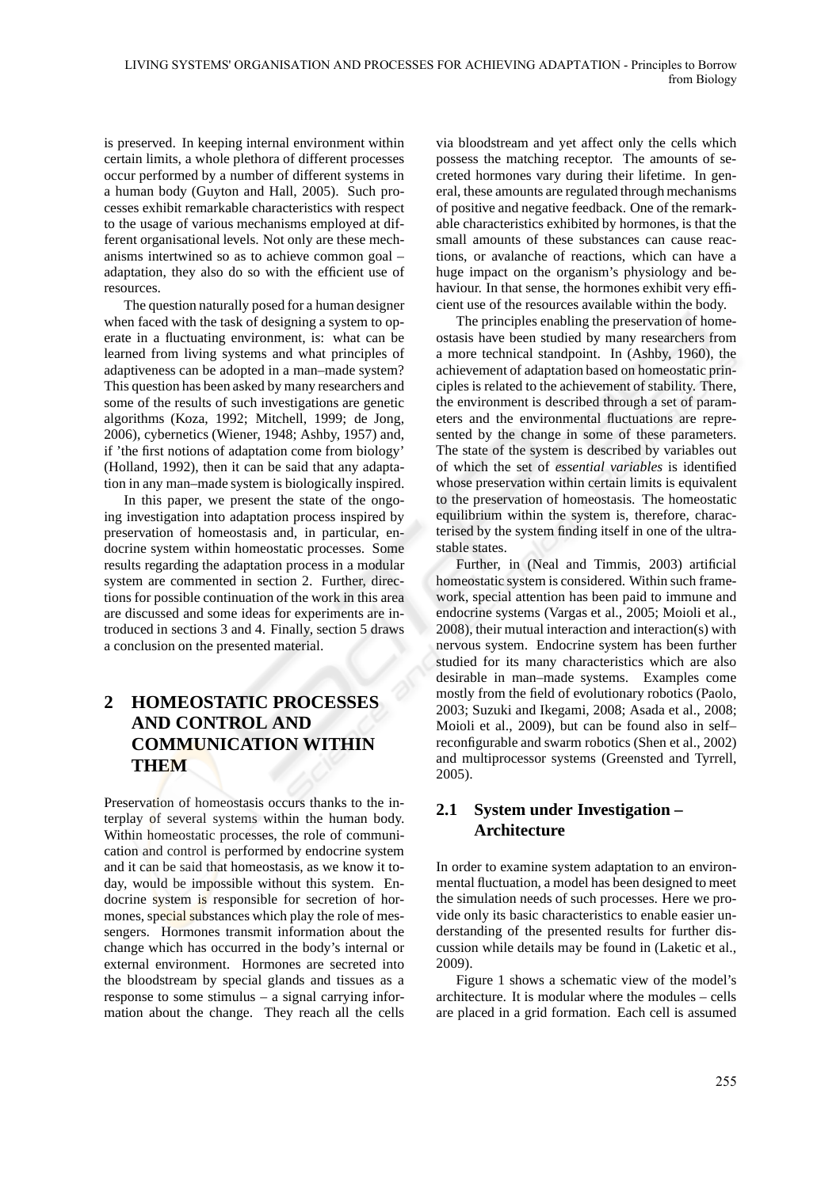is preserved. In keeping internal environment within certain limits, a whole plethora of different processes occur performed by a number of different systems in a human body (Guyton and Hall, 2005). Such processes exhibit remarkable characteristics with respect to the usage of various mechanisms employed at different organisational levels. Not only are these mechanisms intertwined so as to achieve common goal – adaptation, they also do so with the efficient use of resources.

The question naturally posed for a human designer when faced with the task of designing a system to operate in a fluctuating environment, is: what can be learned from living systems and what principles of adaptiveness can be adopted in a man–made system? This question has been asked by many researchers and some of the results of such investigations are genetic algorithms (Koza, 1992; Mitchell, 1999; de Jong, 2006), cybernetics (Wiener, 1948; Ashby, 1957) and, if 'the first notions of adaptation come from biology' (Holland, 1992), then it can be said that any adaptation in any man–made system is biologically inspired.

In this paper, we present the state of the ongoing investigation into adaptation process inspired by preservation of homeostasis and, in particular, endocrine system within homeostatic processes. Some results regarding the adaptation process in a modular system are commented in section 2. Further, directions for possible continuation of the work in this area are discussed and some ideas for experiments are introduced in sections 3 and 4. Finally, section 5 draws a conclusion on the presented material.

## 2 HOMEOSTATIC PROCESSES AND CONTROL AND COMMUNICATION WITHIN THEM

Preservation of homeostasis occurs thanks to the interplay of several systems within the human body. Within homeostatic processes, the role of communication and control is performed by endocrine system and it can be said that homeostasis, as we know it today, would be impossible without this system. Endocrine system is responsible for secretion of hormones, special substances which play the role of messengers. Hormones transmit information about the change which has occurred in the body's internal or external environment. Hormones are secreted into the bloodstream by special glands and tissues as a response to some stimulus – a signal carrying information about the change. They reach all the cells via bloodstream and yet affect only the cells which possess the matching receptor. The amounts of secreted hormones vary during their lifetime. In general, these amounts are regulated through mechanisms of positive and negative feedback. One of the remarkable characteristics exhibited by hormones, is that the small amounts of these substances can cause reactions, or avalanche of reactions, which can have a huge impact on the organism's physiology and behaviour. In that sense, the hormones exhibit very efficient use of the resources available within the body.

The principles enabling the preservation of homeostasis have been studied by many researchers from a more technical standpoint. In (Ashby, 1960), the achievement of adaptation based on homeostatic principles is related to the achievement of stability. There, the environment is described through a set of parameters and the environmental fluctuations are represented by the change in some of these parameters. The state of the system is described by variables out of which the set of *essential variables* is identified whose preservation within certain limits is equivalent to the preservation of homeostasis. The homeostatic equilibrium within the system is, therefore, characterised by the system finding itself in one of the ultrastable states.

Further, in (Neal and Timmis, 2003) artificial homeostatic system is considered. Within such framework, special attention has been paid to immune and endocrine systems (Vargas et al., 2005; Moioli et al., 2008), their mutual interaction and interaction(s) with nervous system. Endocrine system has been further studied for its many characteristics which are also desirable in man–made systems. Examples come mostly from the field of evolutionary robotics (Paolo, 2003; Suzuki and Ikegami, 2008; Asada et al., 2008; Moioli et al., 2009), but can be found also in self–reconfigurable and swarm robotics (Shen et al., 2002) and multiprocessor systems (Greensted and Tyrrell, 2005).

### 2.1 System under Investigation – Architecture

In order to examine system adaptation to an environmental fluctuation, a model has been designed to meet the simulation needs of such processes. Here we provide only its basic characteristics to enable easier understanding of the presented results for further discussion while details may be found in (Laketic et al., 2009).

Figure 1 shows a schematic view of the model's architecture. It is modular where the modules – cells are placed in a grid formation. Each cell is assumed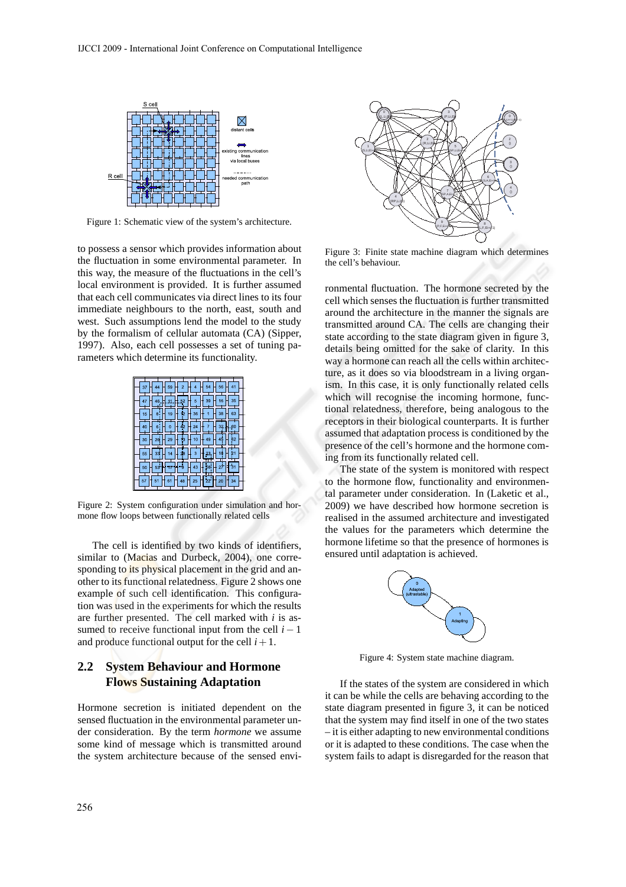Figure 1: Schematic view of the system's architecture.

to possess a sensor which provides information about the fluctuation in some environmental parameter. In this way, the measure of the fluctuations in the cell's local environment is provided. It is further assumed that each cell communicates via direct lines to its four immediate neighbours to the north, east, south and west. Such assumptions lend the model to the study by the formalism of cellular automata (CA) (Sipper, 1997). Also, each cell possesses a set of tuning parameters which determine its functionality.

Figure 2: System configuration under simulation and hormone flow loops between functionally related cells

The cell is identified by two kinds of identifiers, similar to (Macias and Durbeck, 2004), one corresponding to its physical placement in the grid and another to its functional relatedness. Figure 2 shows one example of such cell identification. This configuration was used in the experiments for which the results are further presented. The cell marked with $i$ is assumed to receive functional input from the cell $i-1$ and produce functional output for the cell $i+1$.

## 2.2 System Behaviour and Hormone Flows Sustaining Adaptation

Hormone secretion is initiated dependent on the sensed fluctuation in the environmental parameter under consideration. By the term *hormone* we assume some kind of message which is transmitted around the system architecture because of the sensed environmental fluctuation. The hormone secreted by the cell which senses the fluctuation is further transmitted around the architecture in the manner the signals are transmitted around CA. The cells are changing their state according to the state diagram given in figure 3, details being omitted for the sake of clarity. In this way a hormone can reach all the cells within architecture, as it does so via bloodstream in a living organism. In this case, it is only functionally related cells which will recognise the incoming hormone, functional relatedness, therefore, being analogous to the receptors in their biological counterparts. It is further assumed that adaptation process is conditioned by the presence of the cell's hormone and the hormone coming from its functionally related cell.

Figure 3: Finite state machine diagram which determines the cell's behaviour.

The state of the system is monitored with respect to the hormone flow, functionality and environmental parameter under consideration. In (Laketic et al., 2009) we have described how hormone secretion is realised in the assumed architecture and investigated the values for the parameters which determine the hormone lifetime so that the presence of hormones is ensured until adaptation is achieved.

Figure 4: System state machine diagram.

If the states of the system are considered in which it can be while the cells are behaving according to the state diagram presented in figure 3, it can be noticed that the system may find itself in one of the two states – it is either adapting to new environmental conditions or it is adapted to these conditions. The case when the system fails to adapt is disregarded for the reason that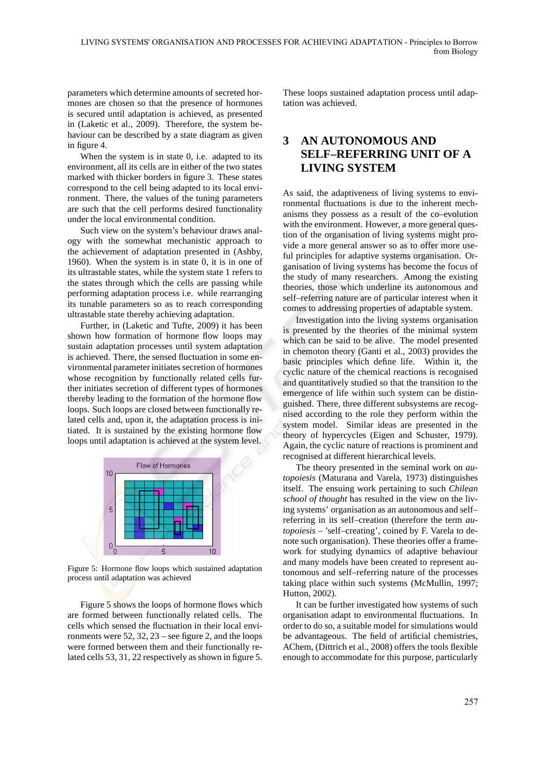parameters which determine amounts of secreted hormones are chosen so that the presence of hormones is secured until adaptation is achieved, as presented in (Laketic et al., 2009). Therefore, the system behaviour can be described by a state diagram as given in figure 4.

When the system is in state 0, i.e. adapted to its environment, all its cells are in either of the two states marked with thicker borders in figure 3. These states correspond to the cell being adapted to its local environment. There, the values of the tuning parameters are such that the cell performs desired functionality under the local environmental condition.

Such view on the system's behaviour draws analogy with the somewhat mechanistic approach to the achievement of adaptation presented in (Ashby, 1960). When the system is in state 0, it is in one of its ultrastable states, while the system state 1 refers to the states through which the cells are passing while performing adaptation process i.e. while rearranging its tunable parameters so as to reach corresponding ultrastable state thereby achieving adaptation.

Further, in (Laketic and Tufte, 2009) it has been shown how formation of hormone flow loops may sustain adaptation processes until system adaptation is achieved. There, the sensed fluctuation in some environmental parameter initiates secretion of hormones whose recognition by functionally related cells further initiates secretion of different types of hormones thereby leading to the formation of the hormone flow loops. Such loops are closed between functionally related cells and, upon it, the adaptation process is initiated. It is sustained by the existing hormone flow loops until adaptation is achieved at the system level.

Figure 5: Hormone flow loops which sustained adaptation process until adaptation was achieved

Figure 5 shows the loops of hormone flows which are formed between functionally related cells. The cells which sensed the fluctuation in their local environments were 52, 32, 23 – see figure 2, and the loops were formed between them and their functionally related cells 53, 31, 22 respectively as shown in figure 5. These loops sustained adaptation process until adaptation was achieved.

# 3 AN AUTONOMOUS AND SELF–REFERRING UNIT OF A LIVING SYSTEM

As said, the adaptiveness of living systems to environmental fluctuations is due to the inherent mechanisms they possess as a result of the co–evolution with the environment. However, a more general question of the organisation of living systems might provide a more general answer so as to offer more useful principles for adaptive systems organisation. Organisation of living systems has become the focus of the study of many researchers. Among the existing theories, those which underline its autonomous and self–referring nature are of particular interest when it comes to addressing properties of adaptable system.

Investigation into the living systems organisation is presented by the theories of the minimal system which can be said to be alive. The model presented in chemoton theory (Ganti et al., 2003) provides the basic principles which define life. Within it, the cyclic nature of the chemical reactions is recognised and quantitatively studied so that the transition to the emergence of life within such system can be distinguished. There, three different subsystems are recognised according to the role they perform within the system model. Similar ideas are presented in the theory of hypercycles (Eigen and Schuster, 1979). Again, the cyclic nature of reactions is prominent and recognised at different hierarchical levels.

The theory presented in the seminal work on *autopoiesis* (Maturana and Varela, 1973) distinguishes itself. The ensuing work pertaining to such *Chilean school of thought* has resulted in the view on the living systems' organisation as an autonomous and self–referring in its self–creation (therefore the term *autopoiesis* – 'self–creating', coined by F. Varela to denote such organisation). These theories offer a framework for studying dynamics of adaptive behaviour and many models have been created to represent autonomous and self–referring nature of the processes taking place within such systems (McMullin, 1997; Hutton, 2002).

It can be further investigated how systems of such organisation adapt to environmental fluctuations. In order to do so, a suitable model for simulations would be advantageous. The field of artificial chemistries, AChem, (Dittrich et al., 2008) offers the tools flexible enough to accommodate for this purpose, particularly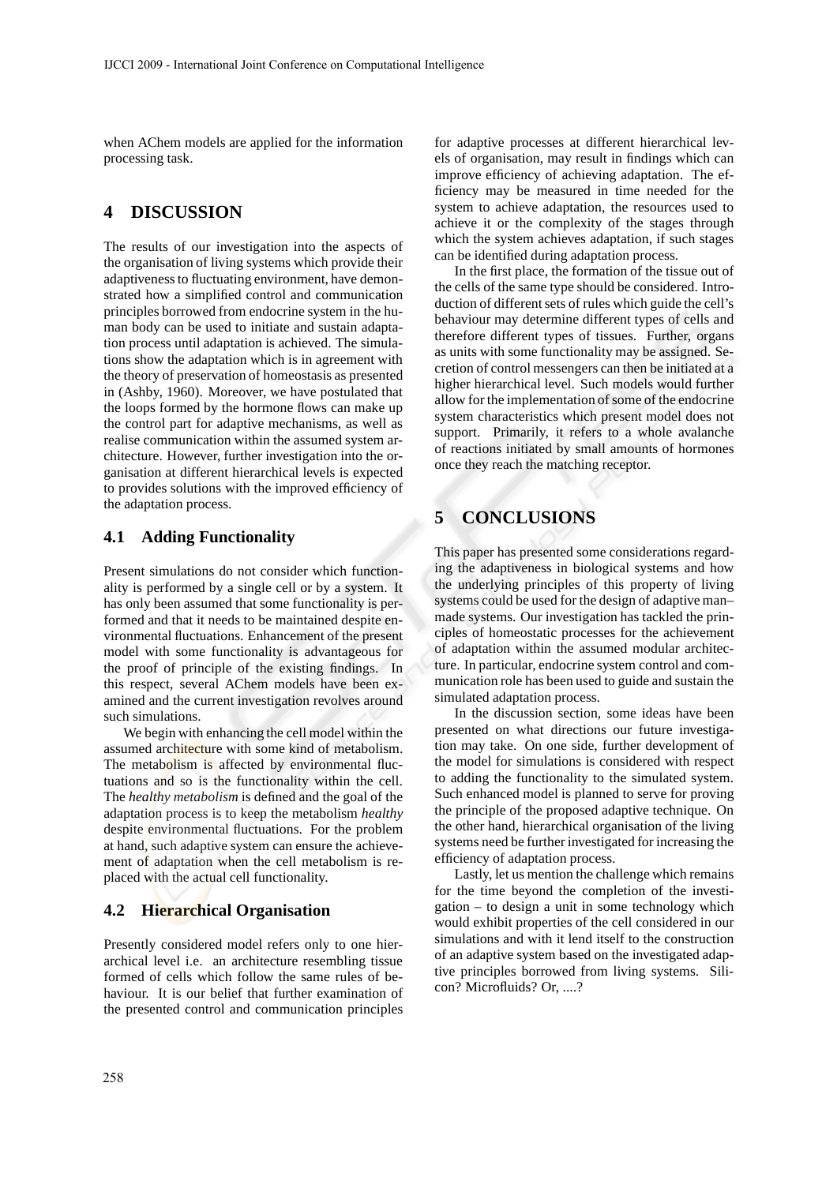when AChem models are applied for the information processing task.

# 4 DISCUSSION

The results of our investigation into the aspects of the organisation of living systems which provide their adaptiveness to fluctuating environment, have demonstrated how a simplified control and communication principles borrowed from endocrine system in the human body can be used to initiate and sustain adaptation process until adaptation is achieved. The simulations show the adaptation which is in agreement with the theory of preservation of homeostasis as presented in (Ashby, 1960). Moreover, we have postulated that the loops formed by the hormone flows can make up the control part for adaptive mechanisms, as well as realise communication within the assumed system architecture. However, further investigation into the organisation at different hierarchical levels is expected to provides solutions with the improved efficiency of the adaptation process.

## 4.1 Adding Functionality

Present simulations do not consider which functionality is performed by a single cell or by a system. It has only been assumed that some functionality is performed and that it needs to be maintained despite environmental fluctuations. Enhancement of the present model with some functionality is advantageous for the proof of principle of the existing findings. In this respect, several AChem models have been examined and the current investigation revolves around such simulations.

We begin with enhancing the cell model within the assumed architecture with some kind of metabolism. The metabolism is affected by environmental fluctuations and so is the functionality within the cell. The *healthy metabolism* is defined and the goal of the adaptation process is to keep the metabolism *healthy* despite environmental fluctuations. For the problem at hand, such adaptive system can ensure the achievement of adaptation when the cell metabolism is replaced with the actual cell functionality.

## 4.2 Hierarchical Organisation

Presently considered model refers only to one hierarchical level i.e. an architecture resembling tissue formed of cells which follow the same rules of behaviour. It is our belief that further examination of the presented control and communication principles for adaptive processes at different hierarchical levels of organisation, may result in findings which can improve efficiency of achieving adaptation. The efficiency may be measured in time needed for the system to achieve adaptation, the resources used to achieve it or the complexity of the stages through which the system achieves adaptation, if such stages can be identified during adaptation process.

In the first place, the formation of the tissue out of the cells of the same type should be considered. Introduction of different sets of rules which guide the cell's behaviour may determine different types of cells and therefore different types of tissues. Further, organs as units with some functionality may be assigned. Secretion of control messengers can then be initiated at a higher hierarchical level. Such models would further allow for the implementation of some of the endocrine system characteristics which present model does not support. Primarily, it refers to a whole avalanche of reactions initiated by small amounts of hormones once they reach the matching receptor.

# 5 CONCLUSIONS

This paper has presented some considerations regarding the adaptiveness in biological systems and how the underlying principles of this property of living systems could be used for the design of adaptive man–made systems. Our investigation has tackled the principles of homeostatic processes for the achievement of adaptation within the assumed modular architecture. In particular, endocrine system control and communication role has been used to guide and sustain the simulated adaptation process.

In the discussion section, some ideas have been presented on what directions our future investigation may take. On one side, further development of the model for simulations is considered with respect to adding the functionality to the simulated system. Such enhanced model is planned to serve for proving the principle of the proposed adaptive technique. On the other hand, hierarchical organisation of the living systems need be further investigated for increasing the efficiency of adaptation process.

Lastly, let us mention the challenge which remains for the time beyond the completion of the investigation – to design a unit in some technology which would exhibit properties of the cell considered in our simulations and with it lend itself to the construction of an adaptive system based on the investigated adaptive principles borrowed from living systems. Silicon? Microfluids? Or, ....?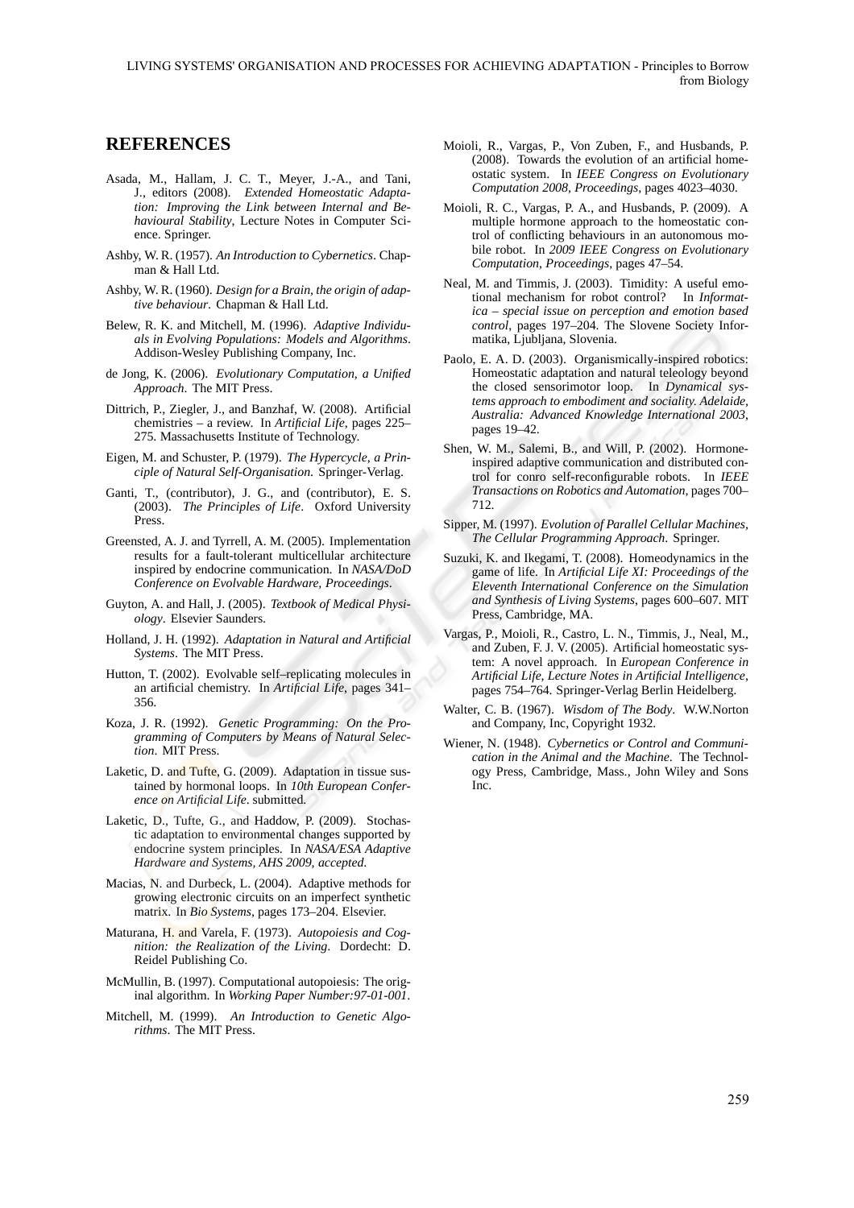## REFERENCES

Asada, M., Hallam, J. C. T., Meyer, J.-A., and Tani, J., editors (2008). *Extended Homeostatic Adaptation: Improving the Link between Internal and Behavioural Stability*, Lecture Notes in Computer Science. Springer.

Ashby, W. R. (1957). *An Introduction to Cybernetics*. Chapman & Hall Ltd.

Ashby, W. R. (1960). *Design for a Brain, the origin of adaptive behaviour*. Chapman & Hall Ltd.

Belew, R. K. and Mitchell, M. (1996). *Adaptive Individuals in Evolving Populations: Models and Algorithms*. Addison-Wesley Publishing Company, Inc.

de Jong, K. (2006). *Evolutionary Computation, a Unified Approach*. The MIT Press.

Dittrich, P., Ziegler, J., and Banzhaf, W. (2008). Artificial chemistries – a review. In *Artificial Life*, pages 225–275. Massachusetts Institute of Technology.

Eigen, M. and Schuster, P. (1979). *The Hypercycle, a Principle of Natural Self-Organisation*. Springer-Verlag.

Ganti, T., (contributor), J. G., and (contributor), E. S. (2003). *The Principles of Life*. Oxford University Press.

Greensted, A. J. and Tyrrell, A. M. (2005). Implementation results for a fault-tolerant multicellular architecture inspired by endocrine communication. In *NASA/DoD Conference on Evolvable Hardware, Proceedings*.

Guyton, A. and Hall, J. (2005). *Textbook of Medical Physiology*. Elsevier Saunders.

Holland, J. H. (1992). *Adaptation in Natural and Artificial Systems*. The MIT Press.

Hutton, T. (2002). Evolvable self–replicating molecules in an artificial chemistry. In *Artificial Life*, pages 341–356.

Koza, J. R. (1992). *Genetic Programming: On the Programming of Computers by Means of Natural Selection*. MIT Press.

Laketic, D. and Tufte, G. (2009). Adaptation in tissue sustained by hormonal loops. In *10th European Conference on Artificial Life*. submitted.

Laketic, D., Tufte, G., and Haddow, P. (2009). Stochastic adaptation to environmental changes supported by endocrine system principles. In *NASA/ESA Adaptive Hardware and Systems, AHS 2009, accepted.*

Macias, N. and Durbeck, L. (2004). Adaptive methods for growing electronic circuits on an imperfect synthetic matrix. In *Bio Systems*, pages 173–204. Elsevier.

Maturana, H. and Varela, F. (1973). *Autopoiesis and Cognition: the Realization of the Living*. Dordecht: D. Reidel Publishing Co.

McMullin, B. (1997). Computational autopoiesis: The original algorithm. In *Working Paper Number:97-01-001*.

Mitchell, M. (1999). *An Introduction to Genetic Algorithms*. The MIT Press.

Moioli, R., Vargas, P., Von Zuben, F., and Husbands, P. (2008). Towards the evolution of an artificial homeostatic system. In *IEEE Congress on Evolutionary Computation 2008, Proceedings*, pages 4023–4030.

Moioli, R. C., Vargas, P. A., and Husbands, P. (2009). A multiple hormone approach to the homeostatic control of conflicting behaviours in an autonomous mobile robot. In *2009 IEEE Congress on Evolutionary Computation, Proceedings*, pages 47–54.

Neal, M. and Timmis, J. (2003). Timidity: A useful emotional mechanism for robot control? In *Informatica – special issue on perception and emotion based control*, pages 197–204. The Slovene Society Informatika, Ljubljana, Slovenia.

Paolo, E. A. D. (2003). Organismically-inspired robotics: Homeostatic adaptation and natural teleology beyond the closed sensorimotor loop. In *Dynamical systems approach to embodiment and sociality. Adelaide, Australia: Advanced Knowledge International 2003*, pages 19–42.

Shen, W. M., Salemi, B., and Will, P. (2002). Hormone-inspired adaptive communication and distributed control for conro self-reconfigurable robots. In *IEEE Transactions on Robotics and Automation*, pages 700–712.

Sipper, M. (1997). *Evolution of Parallel Cellular Machines, The Cellular Programming Approach*. Springer.

Suzuki, K. and Ikegami, T. (2008). Homeodynamics in the game of life. In *Artificial Life XI: Proceedings of the Eleventh International Conference on the Simulation and Synthesis of Living Systems*, pages 600–607. MIT Press, Cambridge, MA.

Vargas, P., Moioli, R., Castro, L. N., Timmis, J., Neal, M., and Zuben, F. J. V. (2005). Artificial homeostatic system: A novel approach. In *European Conference in Artificial Life, Lecture Notes in Artificial Intelligence*, pages 754–764. Springer-Verlag Berlin Heidelberg.

Walter, C. B. (1967). *Wisdom of The Body*. W.W.Norton and Company, Inc, Copyright 1932.

Wiener, N. (1948). *Cybernetics or Control and Communication in the Animal and the Machine*. The Technology Press, Cambridge, Mass., John Wiley and Sons Inc.